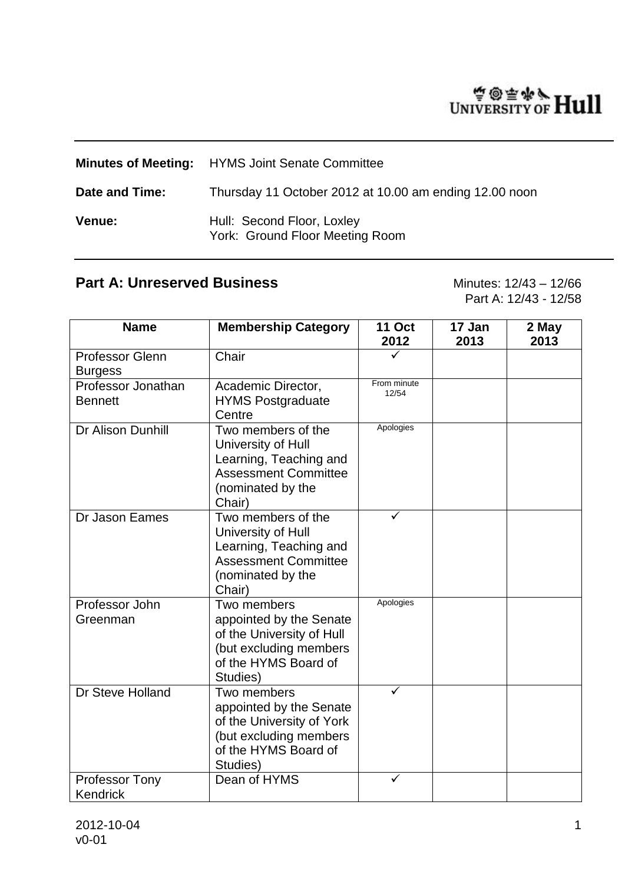UNIVERSITY OF Hull

**Minutes of Meeting:** HYMS Joint Senate Committee

**Date and Time:** Thursday 11 October 2012 at 10.00 am ending 12.00 noon

**Venue:** Hull: Second Floor, Loxley
York: Ground Floor Meeting Room

## Part A: Unreserved Business

Minutes: 12/43 – 12/66
Part A: 12/43 - 12/58

| Name | Membership Category | 11 Oct 2012 | 17 Jan 2013 | 2 May 2013 |
|---|---|---|---|---|
| Professor Glenn Burgess | Chair | ✓ | | |
| Professor Jonathan Bennett | Academic Director, HYMS Postgraduate Centre | From minute 12/54 | | |
| Dr Alison Dunhill | Two members of the University of Hull Learning, Teaching and Assessment Committee (nominated by the Chair) | Apologies | | |
| Dr Jason Eames | Two members of the University of Hull Learning, Teaching and Assessment Committee (nominated by the Chair) | ✓ | | |
| Professor John Greenman | Two members appointed by the Senate of the University of Hull (but excluding members of the HYMS Board of Studies) | Apologies | | |
| Dr Steve Holland | Two members appointed by the Senate of the University of York (but excluding members of the HYMS Board of Studies) | ✓ | | |
| Professor Tony Kendrick | Dean of HYMS | ✓ | | |

2012-10-04
v0-01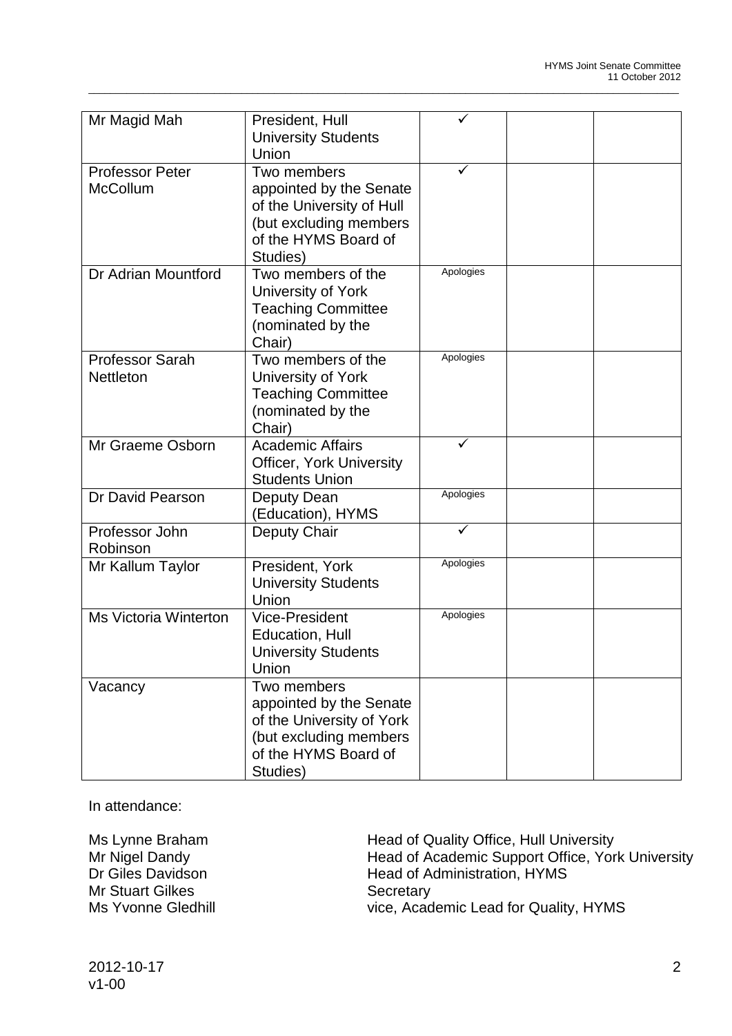| | | | | |
|---|---|---|---|---|
| Mr Magid Mah | President, Hull University Students Union | ✓ | | |
| Professor Peter McCollum | Two members appointed by the Senate of the University of Hull (but excluding members of the HYMS Board of Studies) | ✓ | | |
| Dr Adrian Mountford | Two members of the University of York Teaching Committee (nominated by the Chair) | Apologies | | |
| Professor Sarah Nettleton | Two members of the University of York Teaching Committee (nominated by the Chair) | Apologies | | |
| Mr Graeme Osborn | Academic Affairs Officer, York University Students Union | ✓ | | |
| Dr David Pearson | Deputy Dean (Education), HYMS | Apologies | | |
| Professor John Robinson | Deputy Chair | ✓ | | |
| Mr Kallum Taylor | President, York University Students Union | Apologies | | |
| Ms Victoria Winterton | Vice-President Education, Hull University Students Union | Apologies | | |
| Vacancy | Two members appointed by the Senate of the University of York (but excluding members of the HYMS Board of Studies) | | | |

In attendance:

| | |
|---|---|
| Ms Lynne Braham | Head of Quality Office, Hull University |
| Mr Nigel Dandy | Head of Academic Support Office, York University |
| Dr Giles Davidson | Head of Administration, HYMS |
| Mr Stuart Gilkes | Secretary |
| Ms Yvonne Gledhill | vice, Academic Lead for Quality, HYMS |

2012-10-17
v1-00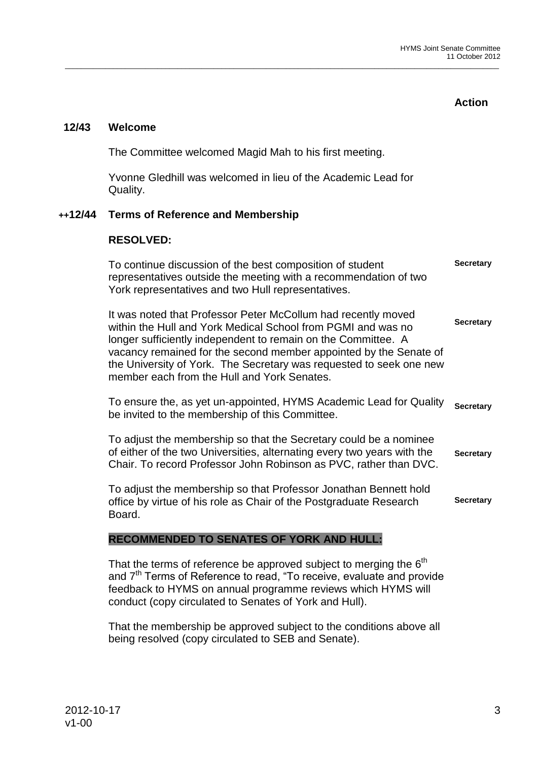**Action**

**12/43 Welcome**

The Committee welcomed Magid Mah to his first meeting.

Yvonne Gledhill was welcomed in lieu of the Academic Lead for Quality.

**++12/44 Terms of Reference and Membership**

**RESOLVED:**

To continue discussion of the best composition of student representatives outside the meeting with a recommendation of two York representatives and two Hull representatives. **Secretary**

It was noted that Professor Peter McCollum had recently moved within the Hull and York Medical School from PGMI and was no longer sufficiently independent to remain on the Committee. A vacancy remained for the second member appointed by the Senate of the University of York. The Secretary was requested to seek one new member each from the Hull and York Senates. **Secretary**

To ensure the, as yet un-appointed, HYMS Academic Lead for Quality be invited to the membership of this Committee. **Secretary**

To adjust the membership so that the Secretary could be a nominee of either of the two Universities, alternating every two years with the Chair. To record Professor John Robinson as PVC, rather than DVC. **Secretary**

To adjust the membership so that Professor Jonathan Bennett hold office by virtue of his role as Chair of the Postgraduate Research Board. **Secretary**

**RECOMMENDED TO SENATES OF YORK AND HULL:**

That the terms of reference be approved subject to merging the 6th and 7th Terms of Reference to read, "To receive, evaluate and provide feedback to HYMS on annual programme reviews which HYMS will conduct (copy circulated to Senates of York and Hull).

That the membership be approved subject to the conditions above all being resolved (copy circulated to SEB and Senate).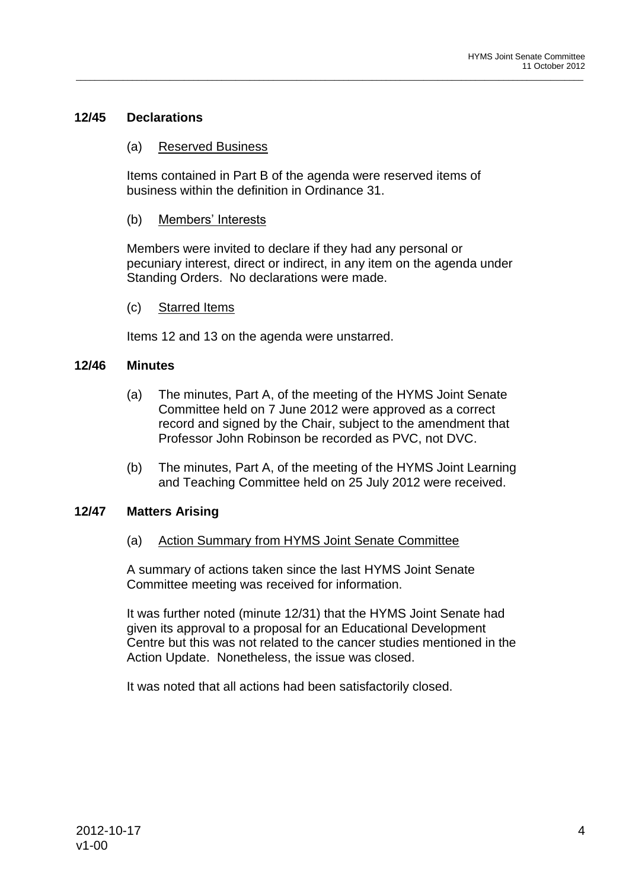### 12/45 Declarations

(a) Reserved Business

Items contained in Part B of the agenda were reserved items of business within the definition in Ordinance 31.

(b) Members' Interests

Members were invited to declare if they had any personal or pecuniary interest, direct or indirect, in any item on the agenda under Standing Orders. No declarations were made.

(c) Starred Items

Items 12 and 13 on the agenda were unstarred.

### 12/46 Minutes

(a) The minutes, Part A, of the meeting of the HYMS Joint Senate Committee held on 7 June 2012 were approved as a correct record and signed by the Chair, subject to the amendment that Professor John Robinson be recorded as PVC, not DVC.

(b) The minutes, Part A, of the meeting of the HYMS Joint Learning and Teaching Committee held on 25 July 2012 were received.

### 12/47 Matters Arising

(a) Action Summary from HYMS Joint Senate Committee

A summary of actions taken since the last HYMS Joint Senate Committee meeting was received for information.

It was further noted (minute 12/31) that the HYMS Joint Senate had given its approval to a proposal for an Educational Development Centre but this was not related to the cancer studies mentioned in the Action Update. Nonetheless, the issue was closed.

It was noted that all actions had been satisfactorily closed.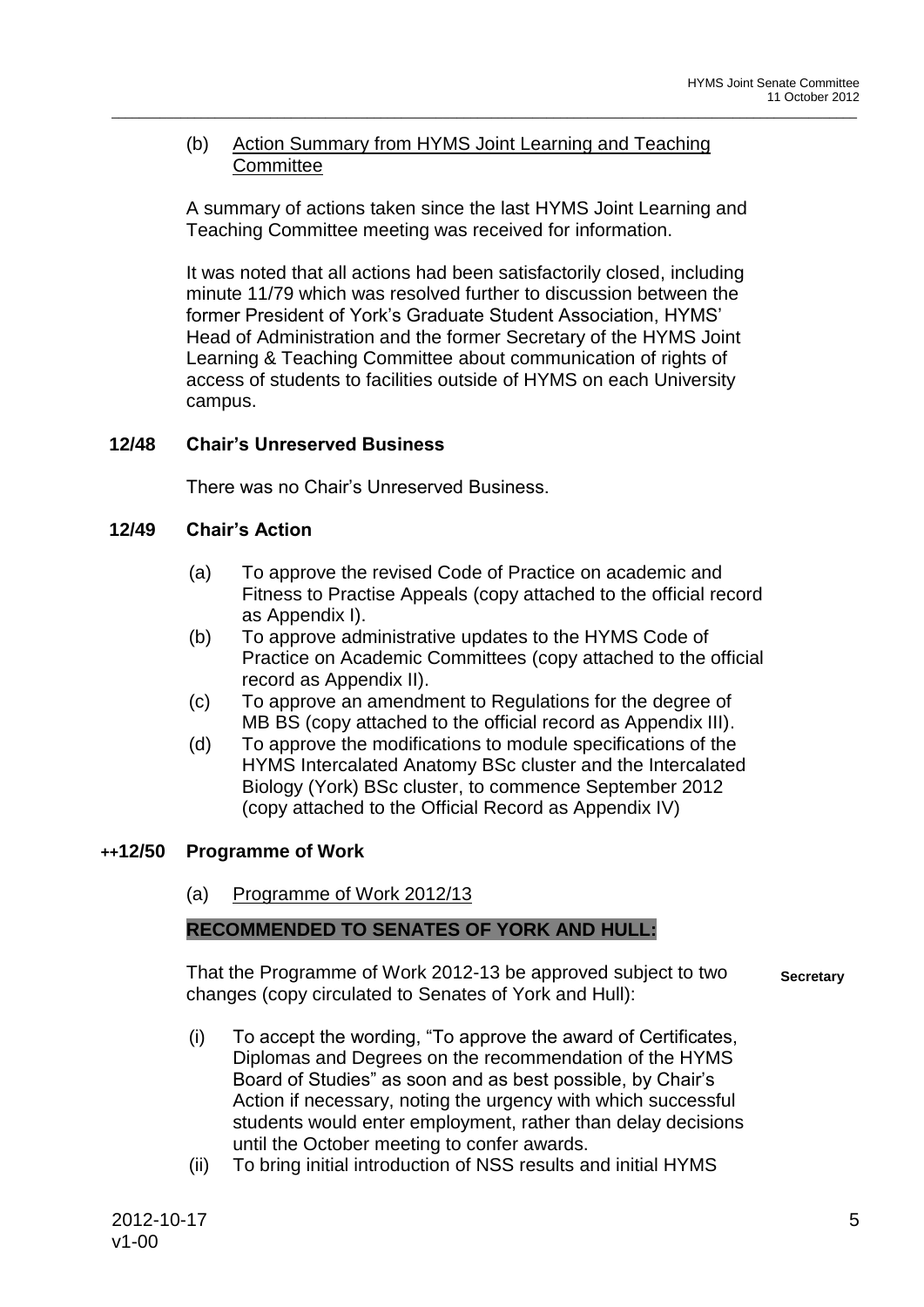(b) Action Summary from HYMS Joint Learning and Teaching Committee

A summary of actions taken since the last HYMS Joint Learning and Teaching Committee meeting was received for information.

It was noted that all actions had been satisfactorily closed, including minute 11/79 which was resolved further to discussion between the former President of York's Graduate Student Association, HYMS' Head of Administration and the former Secretary of the HYMS Joint Learning & Teaching Committee about communication of rights of access of students to facilities outside of HYMS on each University campus.

### 12/48 Chair's Unreserved Business

There was no Chair's Unreserved Business.

### 12/49 Chair's Action

(a) To approve the revised Code of Practice on academic and Fitness to Practise Appeals (copy attached to the official record as Appendix I).

(b) To approve administrative updates to the HYMS Code of Practice on Academic Committees (copy attached to the official record as Appendix II).

(c) To approve an amendment to Regulations for the degree of MB BS (copy attached to the official record as Appendix III).

(d) To approve the modifications to module specifications of the HYMS Intercalated Anatomy BSc cluster and the Intercalated Biology (York) BSc cluster, to commence September 2012 (copy attached to the Official Record as Appendix IV)

### ++12/50 Programme of Work

(a) Programme of Work 2012/13

**RECOMMENDED TO SENATES OF YORK AND HULL:**

That the Programme of Work 2012-13 be approved subject to two changes (copy circulated to Senates of York and Hull): **Secretary**

(i) To accept the wording, "To approve the award of Certificates, Diplomas and Degrees on the recommendation of the HYMS Board of Studies" as soon and as best possible, by Chair's Action if necessary, noting the urgency with which successful students would enter employment, rather than delay decisions until the October meeting to confer awards.

(ii) To bring initial introduction of NSS results and initial HYMS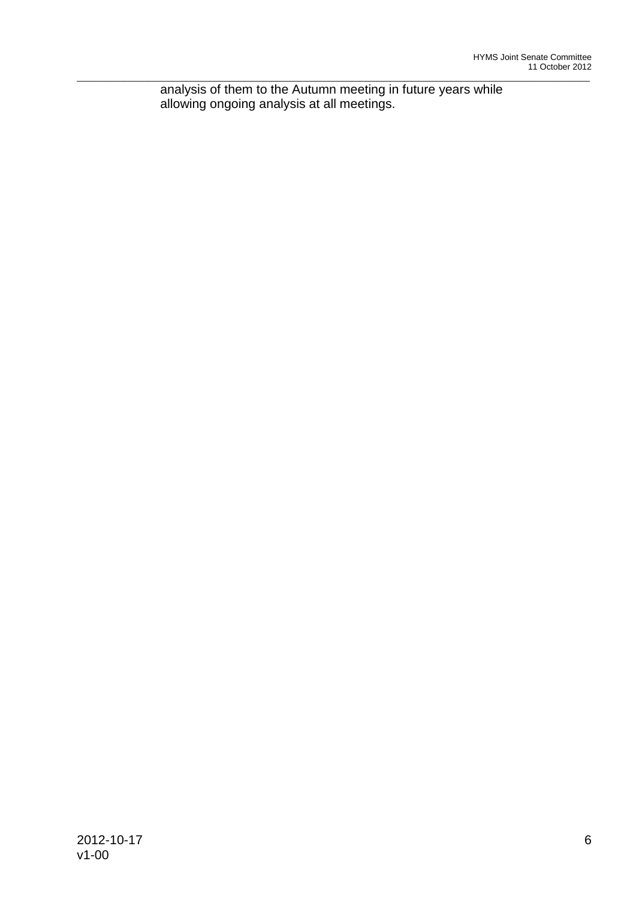analysis of them to the Autumn meeting in future years while allowing ongoing analysis at all meetings.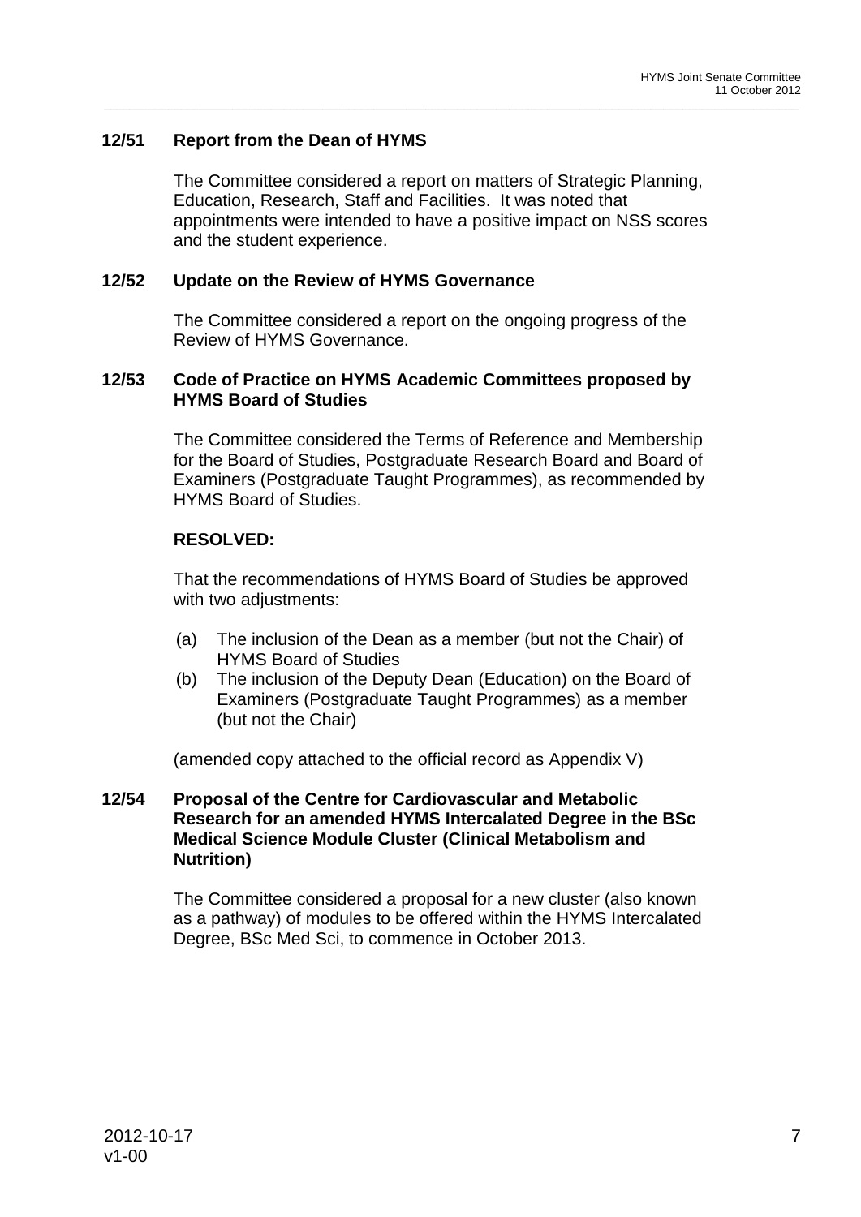**12/51 Report from the Dean of HYMS**

The Committee considered a report on matters of Strategic Planning, Education, Research, Staff and Facilities. It was noted that appointments were intended to have a positive impact on NSS scores and the student experience.

**12/52 Update on the Review of HYMS Governance**

The Committee considered a report on the ongoing progress of the Review of HYMS Governance.

**12/53 Code of Practice on HYMS Academic Committees proposed by HYMS Board of Studies**

The Committee considered the Terms of Reference and Membership for the Board of Studies, Postgraduate Research Board and Board of Examiners (Postgraduate Taught Programmes), as recommended by HYMS Board of Studies.

**RESOLVED:**

That the recommendations of HYMS Board of Studies be approved with two adjustments:

(a) The inclusion of the Dean as a member (but not the Chair) of HYMS Board of Studies
(b) The inclusion of the Deputy Dean (Education) on the Board of Examiners (Postgraduate Taught Programmes) as a member (but not the Chair)

(amended copy attached to the official record as Appendix V)

**12/54 Proposal of the Centre for Cardiovascular and Metabolic Research for an amended HYMS Intercalated Degree in the BSc Medical Science Module Cluster (Clinical Metabolism and Nutrition)**

The Committee considered a proposal for a new cluster (also known as a pathway) of modules to be offered within the HYMS Intercalated Degree, BSc Med Sci, to commence in October 2013.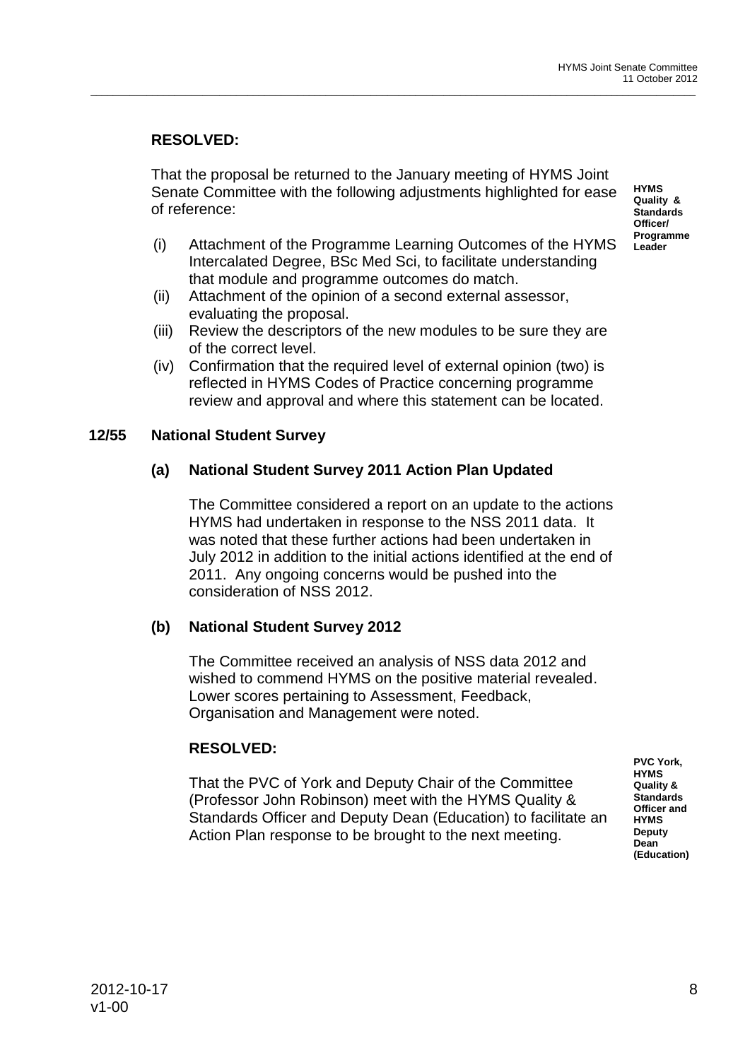**RESOLVED:**

That the proposal be returned to the January meeting of HYMS Joint Senate Committee with the following adjustments highlighted for ease of reference:

**HYMS Quality & Standards Officer/ Programme Leader**

(i) Attachment of the Programme Learning Outcomes of the HYMS Intercalated Degree, BSc Med Sci, to facilitate understanding that module and programme outcomes do match.
(ii) Attachment of the opinion of a second external assessor, evaluating the proposal.
(iii) Review the descriptors of the new modules to be sure they are of the correct level.
(iv) Confirmation that the required level of external opinion (two) is reflected in HYMS Codes of Practice concerning programme review and approval and where this statement can be located.

## 12/55 National Student Survey

### (a) National Student Survey 2011 Action Plan Updated

The Committee considered a report on an update to the actions HYMS had undertaken in response to the NSS 2011 data. It was noted that these further actions had been undertaken in July 2012 in addition to the initial actions identified at the end of 2011. Any ongoing concerns would be pushed into the consideration of NSS 2012.

### (b) National Student Survey 2012

The Committee received an analysis of NSS data 2012 and wished to commend HYMS on the positive material revealed. Lower scores pertaining to Assessment, Feedback, Organisation and Management were noted.

**RESOLVED:**

That the PVC of York and Deputy Chair of the Committee (Professor John Robinson) meet with the HYMS Quality & Standards Officer and Deputy Dean (Education) to facilitate an Action Plan response to be brought to the next meeting.

**PVC York, HYMS Quality & Standards Officer and HYMS Deputy Dean (Education)**

2012-10-17
v1-00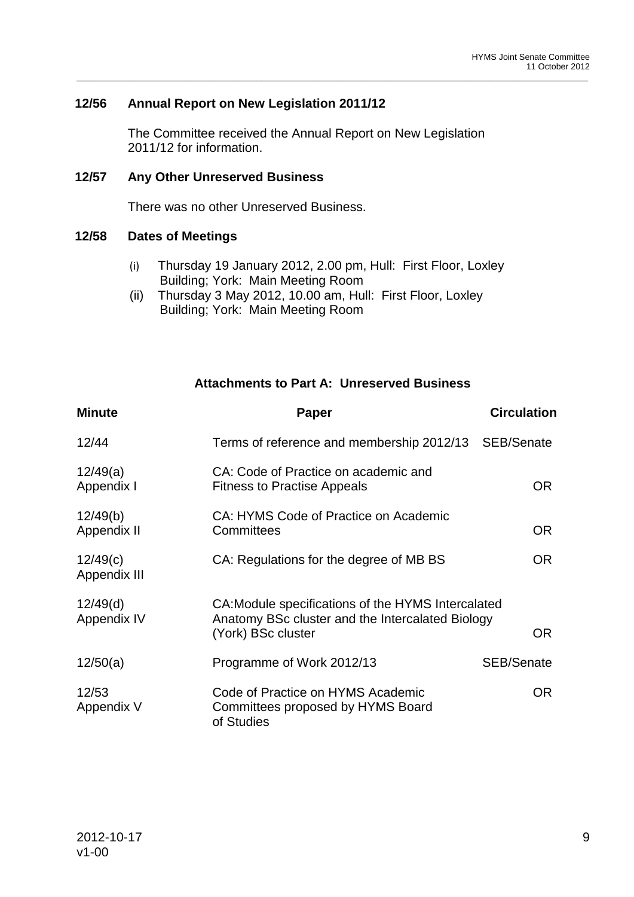### 12/56 Annual Report on New Legislation 2011/12

The Committee received the Annual Report on New Legislation 2011/12 for information.

### 12/57 Any Other Unreserved Business

There was no other Unreserved Business.

### 12/58 Dates of Meetings

(i) Thursday 19 January 2012, 2.00 pm, Hull: First Floor, Loxley Building; York: Main Meeting Room

(ii) Thursday 3 May 2012, 10.00 am, Hull: First Floor, Loxley Building; York: Main Meeting Room

**Attachments to Part A: Unreserved Business**

| Minute | Paper | Circulation |
|---|---|---|
| 12/44 | Terms of reference and membership 2012/13 | SEB/Senate |
| 12/49(a) Appendix I | CA: Code of Practice on academic and Fitness to Practise Appeals | OR |
| 12/49(b) Appendix II | CA: HYMS Code of Practice on Academic Committees | OR |
| 12/49(c) Appendix III | CA: Regulations for the degree of MB BS | OR |
| 12/49(d) Appendix IV | CA:Module specifications of the HYMS Intercalated Anatomy BSc cluster and the Intercalated Biology (York) BSc cluster | OR |
| 12/50(a) | Programme of Work 2012/13 | SEB/Senate |
| 12/53 Appendix V | Code of Practice on HYMS Academic Committees proposed by HYMS Board of Studies | OR |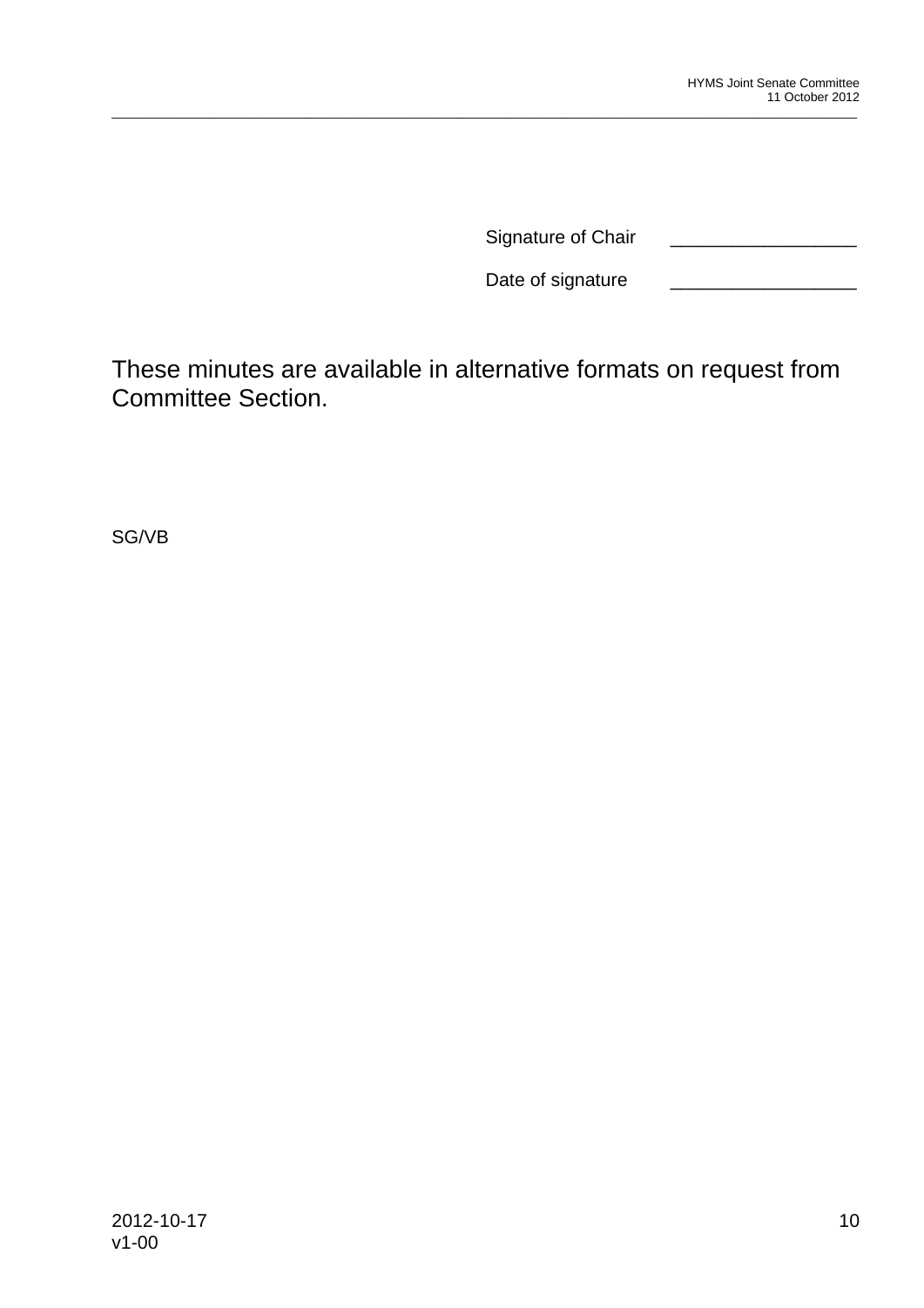Signature of Chair __________________

Date of signature __________________

These minutes are available in alternative formats on request from Committee Section.

SG/VB

2012-10-17
v1-00